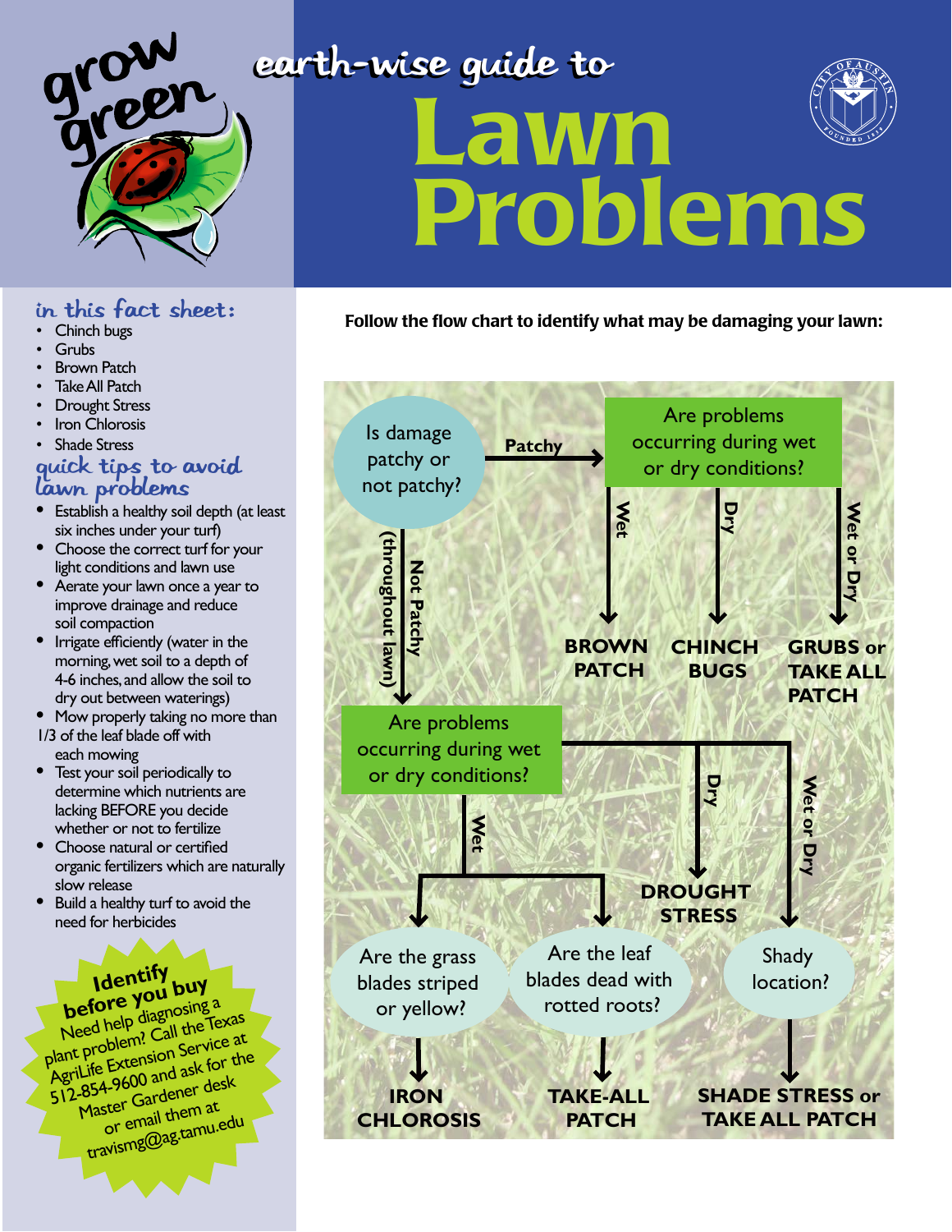grow green

# earth-wise guide to Lawn Problems

## in this fact sheet:

- Chinch bugs
- Grubs
- Brown Patch
- Take All Patch
- Drought Stress
- Iron Chlorosis
- Shade Stress

## quick tips to avoid lawn problems

- Establish a healthy soil depth (at least six inches under your turf)
- Choose the correct turf for your light conditions and lawn use
- Aerate your lawn once a year to improve drainage and reduce soil compaction
- Irrigate efficiently (water in the morning, wet soil to a depth of 4-6 inches, and allow the soil to dry out between waterings)
- Mow properly taking no more than 1/3 of the leaf blade off with each mowing
- Test your soil periodically to determine which nutrients are lacking BEFORE you decide whether or not to fertilize
- Choose natural or certified organic fertilizers which are naturally slow release
- Build a healthy turf to avoid the need for herbicides

**Identify before you buy**
Need help diagnosing a plant problem? Call the Texas AgriLife Extension Service at 512-854-9600 and ask for the Master Gardener desk or email them at travismg@ag.tamu.edu

**Follow the flow chart to identify what may be damaging your lawn:**

Is damage patchy or not patchy?

Patchy

Are problems occurring during wet or dry conditions?

Wet

BROWN PATCH

Dry

CHINCH BUGS

Wet or Dry

GRUBS or TAKE ALL PATCH

Not Patchy (throughout lawn)

Are problems occurring during wet or dry conditions?

Wet

Are the grass blades striped or yellow?

IRON CHLOROSIS

Are the leaf blades dead with rotted roots?

TAKE-ALL PATCH

Dry

DROUGHT STRESS

Wet or Dry

Shady location?

SHADE STRESS or TAKE ALL PATCH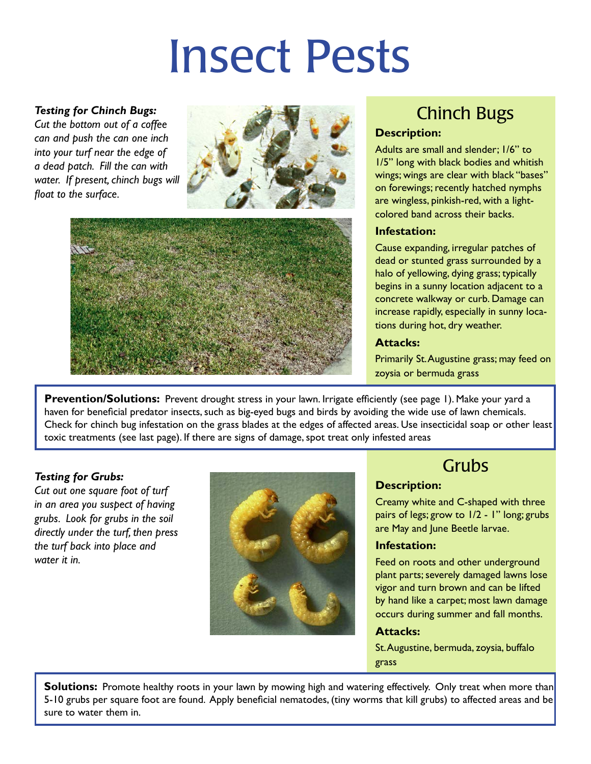# Insect Pests

***Testing for Chinch Bugs:***
*Cut the bottom out of a coffee can and push the can one inch into your turf near the edge of a dead patch. Fill the can with water. If present, chinch bugs will float to the surface.*

## Chinch Bugs

**Description:**

Adults are small and slender; 1/6" to 1/5" long with black bodies and whitish wings; wings are clear with black "bases" on forewings; recently hatched nymphs are wingless, pinkish-red, with a light-colored band across their backs.

**Infestation:**

Cause expanding, irregular patches of dead or stunted grass surrounded by a halo of yellowing, dying grass; typically begins in a sunny location adjacent to a concrete walkway or curb. Damage can increase rapidly, especially in sunny locations during hot, dry weather.

**Attacks:**

Primarily St. Augustine grass; may feed on zoysia or bermuda grass

**Prevention/Solutions:** Prevent drought stress in your lawn. Irrigate efficiently (see page 1). Make your yard a haven for beneficial predator insects, such as big-eyed bugs and birds by avoiding the wide use of lawn chemicals. Check for chinch bug infestation on the grass blades at the edges of affected areas. Use insecticidal soap or other least toxic treatments (see last page). If there are signs of damage, spot treat only infested areas

***Testing for Grubs:***
*Cut out one square foot of turf in an area you suspect of having grubs. Look for grubs in the soil directly under the turf, then press the turf back into place and water it in.*

## Grubs

**Description:**

Creamy white and C-shaped with three pairs of legs; grow to 1/2 - 1" long; grubs are May and June Beetle larvae.

**Infestation:**

Feed on roots and other underground plant parts; severely damaged lawns lose vigor and turn brown and can be lifted by hand like a carpet; most lawn damage occurs during summer and fall months.

**Attacks:**

St. Augustine, bermuda, zoysia, buffalo grass

**Solutions:** Promote healthy roots in your lawn by mowing high and watering effectively. Only treat when more than 5-10 grubs per square foot are found. Apply beneficial nematodes, (tiny worms that kill grubs) to affected areas and be sure to water them in.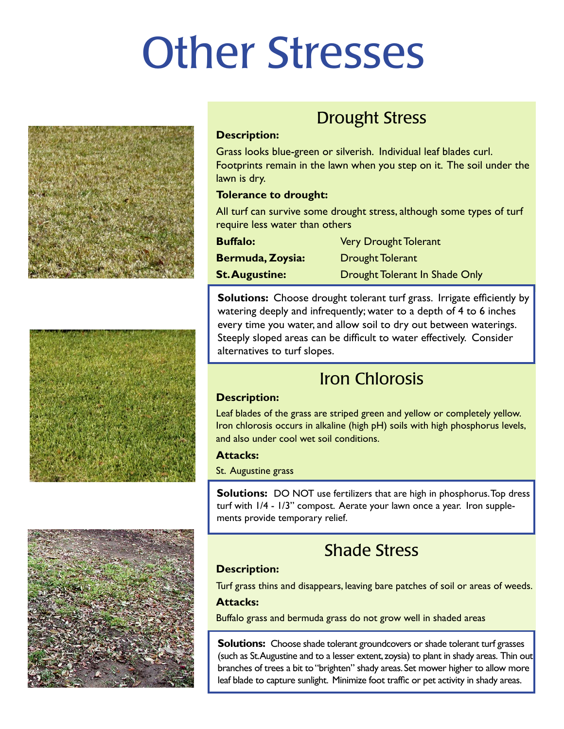# Other Stresses

## Drought Stress

**Description:**

Grass looks blue-green or silverish. Individual leaf blades curl. Footprints remain in the lawn when you step on it. The soil under the lawn is dry.

**Tolerance to drought:**

All turf can survive some drought stress, although some types of turf require less water than others

| | |
|---|---|
| **Buffalo:** | Very Drought Tolerant |
| **Bermuda, Zoysia:** | Drought Tolerant |
| **St. Augustine:** | Drought Tolerant In Shade Only |

**Solutions:** Choose drought tolerant turf grass. Irrigate efficiently by watering deeply and infrequently; water to a depth of 4 to 6 inches every time you water, and allow soil to dry out between waterings. Steeply sloped areas can be difficult to water effectively. Consider alternatives to turf slopes.

## Iron Chlorosis

**Description:**

Leaf blades of the grass are striped green and yellow or completely yellow. Iron chlorosis occurs in alkaline (high pH) soils with high phosphorus levels, and also under cool wet soil conditions.

**Attacks:**

St. Augustine grass

**Solutions:** DO NOT use fertilizers that are high in phosphorus. Top dress turf with 1/4 - 1/3" compost. Aerate your lawn once a year. Iron supplements provide temporary relief.

## Shade Stress

**Description:**

Turf grass thins and disappears, leaving bare patches of soil or areas of weeds.

**Attacks:**

Buffalo grass and bermuda grass do not grow well in shaded areas

**Solutions:** Choose shade tolerant groundcovers or shade tolerant turf grasses (such as St. Augustine and to a lesser extent, zoysia) to plant in shady areas. Thin out branches of trees a bit to "brighten" shady areas. Set mower higher to allow more leaf blade to capture sunlight. Minimize foot traffic or pet activity in shady areas.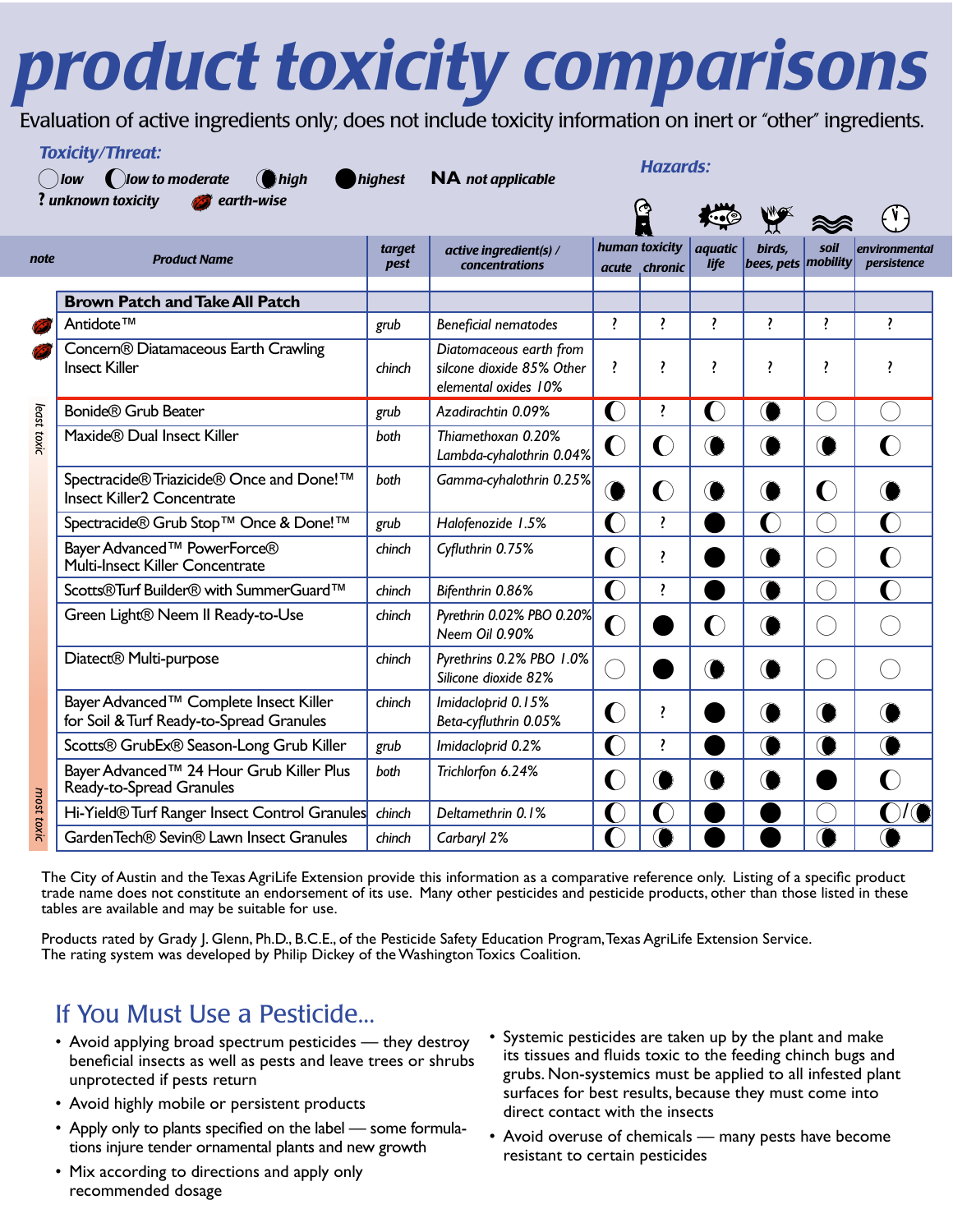# product toxicity comparisons

Evaluation of active ingredients only; does not include toxicity information on inert or "other" ingredients.

**Toxicity/Threat:** low | low to moderate | high | highest | NA not applicable | ? unknown toxicity | earth-wise

**Hazards:**

| note | Product Name | target pest | active ingredient(s) / concentrations | human toxicity | | aquatic life | birds, bees, pets | soil mobility | environmental persistence |
|---|---|---|---|---|---|---|---|---|---|
| | | | | acute | chronic | | | | |
| | **Brown Patch and Take All Patch** | | | | | | | | |
| earth-wise | Antidote™ | grub | Beneficial nematodes | ? | ? | ? | ? | ? | ? |
| earth-wise | Concern® Diatamaceous Earth Crawling Insect Killer | chinch | Diatomaceous earth from silcone dioxide 85% Other elemental oxides 10% | ? | ? | ? | ? | ? | ? |
| least toxic | Bonide® Grub Beater | grub | Azadirachtin 0.09% | low to moderate | ? | low to moderate | high | low | low |
| | Maxide® Dual Insect Killer | both | Thiamethoxan 0.20% Lambda-cyhalothrin 0.04% | low to moderate | low to moderate | high | high | high | low to moderate |
| | Spectracide® Triazicide® Once and Done!™ Insect Killer2 Concentrate | both | Gamma-cyhalothrin 0.25% | high | low to moderate | high | high | low to moderate | high |
| | Spectracide® Grub Stop™ Once & Done!™ | grub | Halofenozide 1.5% | low to moderate | ? | highest | low to moderate | low | low to moderate |
| | Bayer Advanced™ PowerForce® Multi-Insect Killer Concentrate | chinch | Cyfluthrin 0.75% | low to moderate | ? | highest | high | low | low to moderate |
| | Scotts®Turf Builder® with SummerGuard™ | chinch | Bifenthrin 0.86% | low to moderate | ? | highest | high | low | low to moderate |
| | Green Light® Neem II Ready-to-Use | chinch | Pyrethrin 0.02% PBO 0.20% Neem Oil 0.90% | low to moderate | highest | low to moderate | high | low | low |
| | Diatect® Multi-purpose | chinch | Pyrethrins 0.2% PBO 1.0% Silicone dioxide 82% | low | highest | high | high | low | low |
| | Bayer Advanced™ Complete Insect Killer for Soil & Turf Ready-to-Spread Granules | chinch | Imidacloprid 0.15% Beta-cyfluthrin 0.05% | low to moderate | ? | highest | high | high | high |
| | Scotts® GrubEx® Season-Long Grub Killer | grub | Imidacloprid 0.2% | low to moderate | ? | highest | high | high | high |
| | Bayer Advanced™ 24 Hour Grub Killer Plus Ready-to-Spread Granules | both | Trichlorfon 6.24% | low to moderate | high | high | high | highest | low to moderate |
| | Hi-Yield® Turf Ranger Insect Control Granules | chinch | Deltamethrin 0.1% | low to moderate | low to moderate | highest | highest | low | low to moderate / high |
| most toxic | GardenTech® Sevin® Lawn Insect Granules | chinch | Carbaryl 2% | low to moderate | high | highest | highest | high | high |

The City of Austin and the Texas AgriLife Extension provide this information as a comparative reference only. Listing of a specific product trade name does not constitute an endorsement of its use. Many other pesticides and pesticide products, other than those listed in these tables are available and may be suitable for use.

Products rated by Grady J. Glenn, Ph.D., B.C.E., of the Pesticide Safety Education Program, Texas AgriLife Extension Service. The rating system was developed by Philip Dickey of the Washington Toxics Coalition.

## If You Must Use a Pesticide...

- Avoid applying broad spectrum pesticides — they destroy beneficial insects as well as pests and leave trees or shrubs unprotected if pests return
- Avoid highly mobile or persistent products
- Apply only to plants specified on the label — some formulations injure tender ornamental plants and new growth
- Mix according to directions and apply only recommended dosage
- Systemic pesticides are taken up by the plant and make its tissues and fluids toxic to the feeding chinch bugs and grubs. Non-systemics must be applied to all infested plant surfaces for best results, because they must come into direct contact with the insects
- Avoid overuse of chemicals — many pests have become resistant to certain pesticides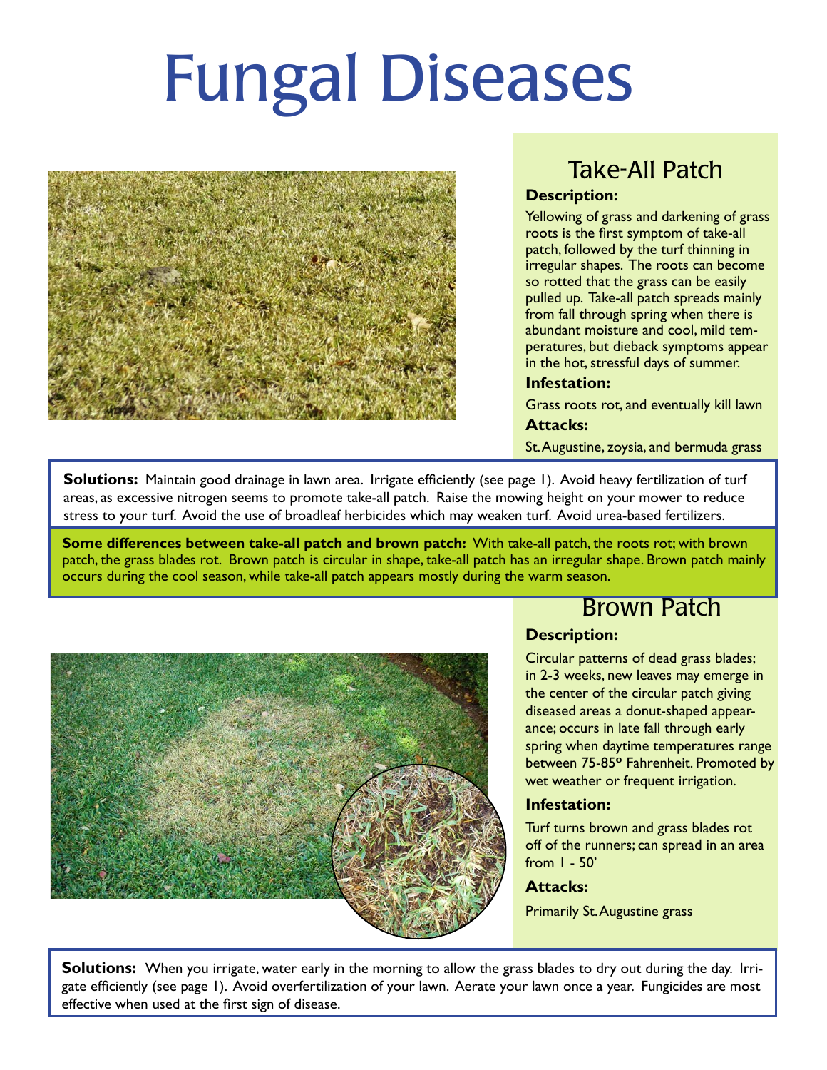# Fungal Diseases

## Take-All Patch

**Description:**

Yellowing of grass and darkening of grass roots is the first symptom of take-all patch, followed by the turf thinning in irregular shapes. The roots can become so rotted that the grass can be easily pulled up. Take-all patch spreads mainly from fall through spring when there is abundant moisture and cool, mild temperatures, but dieback symptoms appear in the hot, stressful days of summer.

**Infestation:**

Grass roots rot, and eventually kill lawn

**Attacks:**

St. Augustine, zoysia, and bermuda grass

**Solutions:** Maintain good drainage in lawn area. Irrigate efficiently (see page 1). Avoid heavy fertilization of turf areas, as excessive nitrogen seems to promote take-all patch. Raise the mowing height on your mower to reduce stress to your turf. Avoid the use of broadleaf herbicides which may weaken turf. Avoid urea-based fertilizers.

**Some differences between take-all patch and brown patch:** With take-all patch, the roots rot; with brown patch, the grass blades rot. Brown patch is circular in shape, take-all patch has an irregular shape. Brown patch mainly occurs during the cool season, while take-all patch appears mostly during the warm season.

## Brown Patch

**Description:**

Circular patterns of dead grass blades; in 2-3 weeks, new leaves may emerge in the center of the circular patch giving diseased areas a donut-shaped appearance; occurs in late fall through early spring when daytime temperatures range between 75-85º Fahrenheit. Promoted by wet weather or frequent irrigation.

**Infestation:**

Turf turns brown and grass blades rot off of the runners; can spread in an area from 1 - 50'

**Attacks:**

Primarily St. Augustine grass

**Solutions:** When you irrigate, water early in the morning to allow the grass blades to dry out during the day. Irrigate efficiently (see page 1). Avoid overfertilization of your lawn. Aerate your lawn once a year. Fungicides are most effective when used at the first sign of disease.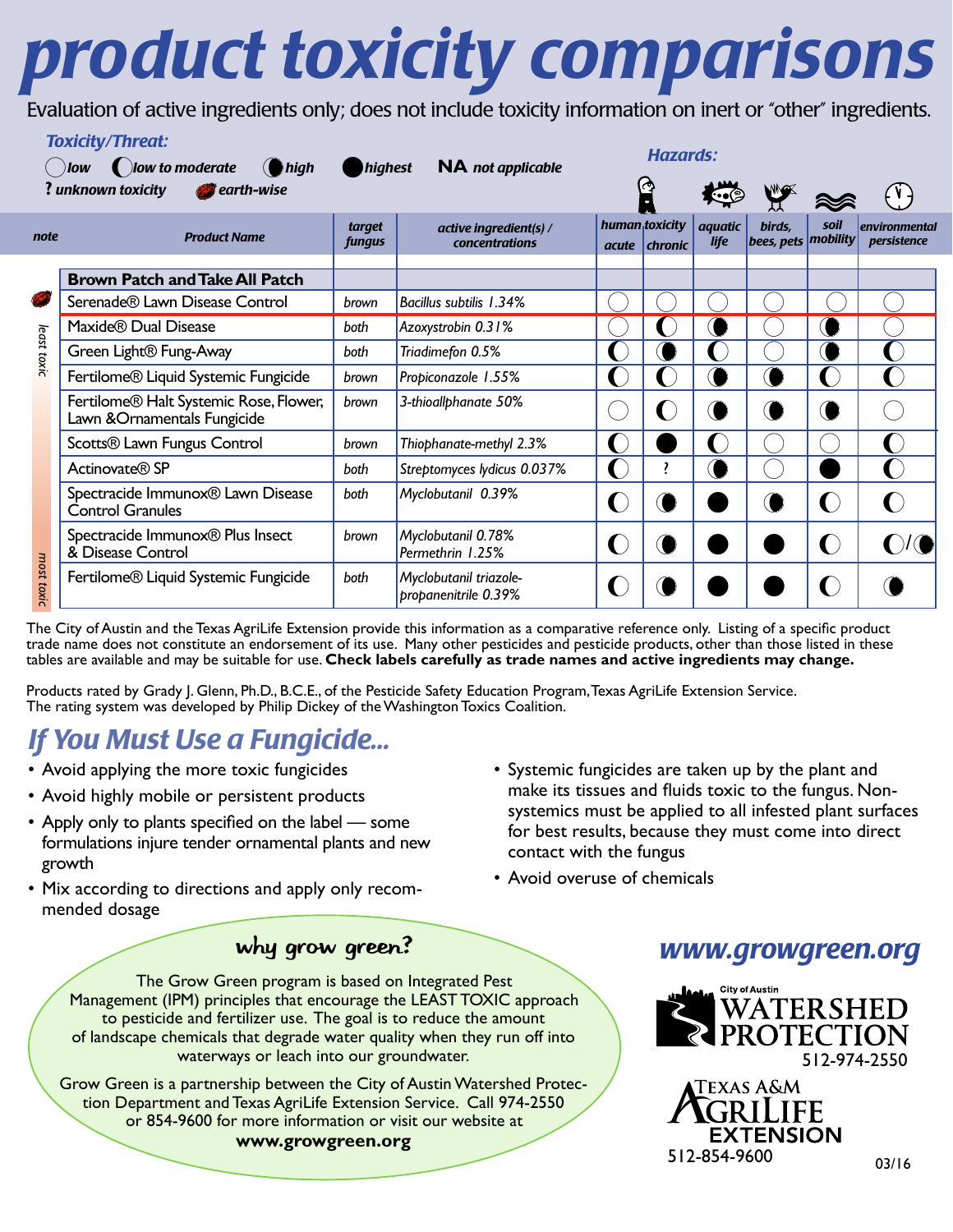# product toxicity comparisons

Evaluation of active ingredients only; does not include toxicity information on inert or "other" ingredients.

**Toxicity/Threat:**

◯ low ◐ low to moderate ◕ high ● highest **NA** not applicable
**?** unknown toxicity earth-wise

**Hazards:**

| note | Product Name | target fungus | active ingredient(s) / concentrations | human toxicity acute | human toxicity chronic | aquatic life | birds, bees, pets | soil mobility | environmental persistence |
|---|---|---|---|---|---|---|---|---|---|
| | **Brown Patch and Take All Patch** | | | | | | | | |
| earth-wise | Serenade® Lawn Disease Control | brown | *Bacillus subtilis 1.34%* | low | low | low | low | low | low |
| least toxic | Maxide® Dual Disease | both | *Azoxystrobin 0.31%* | low | low to moderate | high | low | high | low |
| | Green Light® Fung-Away | both | *Triadimefon 0.5%* | low to moderate | high | low to moderate | low | high | low to moderate |
| | Fertilome® Liquid Systemic Fungicide | brown | *Propiconazole 1.55%* | low to moderate | low to moderate | high | high | low to moderate | low to moderate |
| | Fertilome® Halt Systemic Rose, Flower, Lawn &Ornamentals Fungicide | brown | *3-thioallphanate 50%* | low | low to moderate | high | high | high | low |
| | Scotts® Lawn Fungus Control | brown | *Thiophanate-methyl 2.3%* | low to moderate | highest | low to moderate | low | low | low to moderate |
| | Actinovate® SP | both | *Streptomyces lydicus 0.037%* | low to moderate | ? | high | low | highest | low to moderate |
| | Spectracide Immunox® Lawn Disease Control Granules | both | *Myclobutanil 0.39%* | low to moderate | high | highest | high | low to moderate | low to moderate |
| | Spectracide Immunox® Plus Insect & Disease Control | brown | *Myclobutanil 0.78% Permethrin 1.25%* | low to moderate | high | highest | highest | low to moderate | low to moderate / high |
| most toxic | Fertilome® Liquid Systemic Fungicide | both | *Myclobutanil triazole-propanenitrile 0.39%* | low to moderate | high | highest | highest | low to moderate | high |

The City of Austin and the Texas AgriLife Extension provide this information as a comparative reference only. Listing of a specific product trade name does not constitute an endorsement of its use. Many other pesticides and pesticide products, other than those listed in these tables are available and may be suitable for use. **Check labels carefully as trade names and active ingredients may change.**

Products rated by Grady J. Glenn, Ph.D., B.C.E., of the Pesticide Safety Education Program, Texas AgriLife Extension Service.
The rating system was developed by Philip Dickey of the Washington Toxics Coalition.

## If You Must Use a Fungicide...

- Avoid applying the more toxic fungicides
- Avoid highly mobile or persistent products
- Apply only to plants specified on the label — some formulations injure tender ornamental plants and new growth
- Mix according to directions and apply only recommended dosage
- Systemic fungicides are taken up by the plant and make its tissues and fluids toxic to the fungus. Non-systemics must be applied to all infested plant surfaces for best results, because they must come into direct contact with the fungus
- Avoid overuse of chemicals

### why grow green?

The Grow Green program is based on Integrated Pest Management (IPM) principles that encourage the LEAST TOXIC approach to pesticide and fertilizer use. The goal is to reduce the amount of landscape chemicals that degrade water quality when they run off into waterways or leach into our groundwater.

Grow Green is a partnership between the City of Austin Watershed Protection Department and Texas AgriLife Extension Service. Call 974-2550 or 854-9600 for more information or visit our website at **www.growgreen.org**

**www.growgreen.org**

City of Austin WATERSHED PROTECTION
512-974-2550

TEXAS A&M AGRILIFE EXTENSION
512-854-9600

03/16